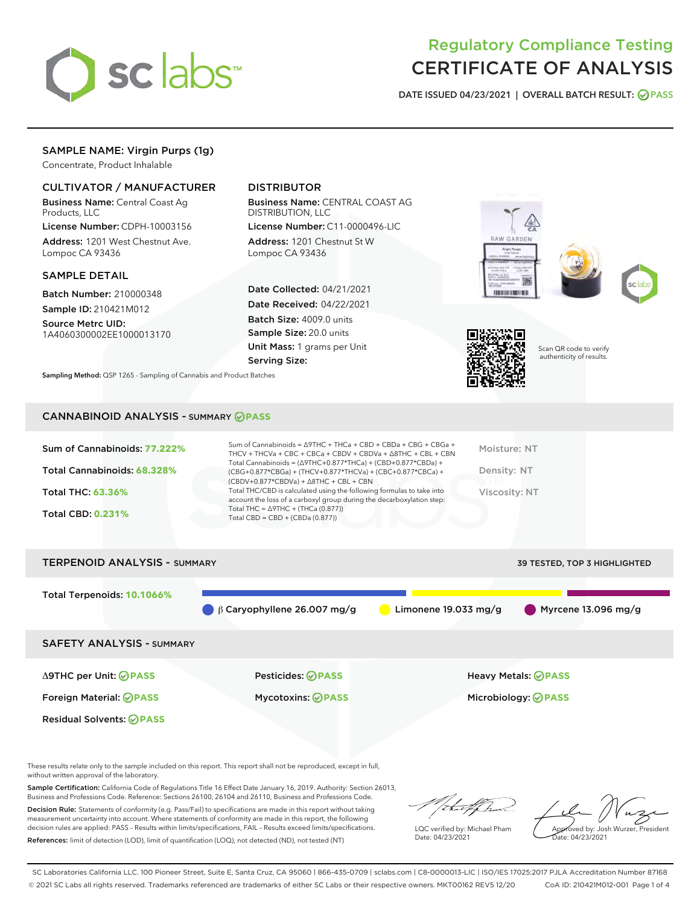# Regulatory Compliance Testing
# CERTIFICATE OF ANALYSIS

DATE ISSUED 04/23/2021 | OVERALL BATCH RESULT: PASS

## SAMPLE NAME: Virgin Purps (1g)

Concentrate, Product Inhalable

### CULTIVATOR / MANUFACTURER

**Business Name:** Central Coast Ag Products, LLC

**License Number:** CDPH-10003156

**Address:** 1201 West Chestnut Ave. Lompoc CA 93436

### DISTRIBUTOR

**Business Name:** CENTRAL COAST AG DISTRIBUTION, LLC

**License Number:** C11-0000496-LIC

**Address:** 1201 Chestnut St W Lompoc CA 93436

### SAMPLE DETAIL

**Batch Number:** 210000348

**Sample ID:** 210421M012

**Source Metrc UID:** 1A4060300002EE1000013170

**Date Collected:** 04/21/2021

**Date Received:** 04/22/2021

**Batch Size:** 4009.0 units

**Sample Size:** 20.0 units

**Unit Mass:** 1 grams per Unit

**Serving Size:**

**Sampling Method:** QSP 1265 - Sampling of Cannabis and Product Batches

Scan QR code to verify authenticity of results.

## CANNABINOID ANALYSIS - SUMMARY PASS

**Sum of Cannabinoids:** 77.222%

**Total Cannabinoids:** 68.328%

**Total THC:** 63.36%

**Total CBD:** 0.231%

Sum of Cannabinoids = Δ9THC + THCa + CBD + CBDa + CBG + CBGa + THCV + THCVa + CBC + CBCa + CBDV + CBDVa + Δ8THC + CBL + CBN

Total Cannabinoids = (Δ9THC+0.877*THCa) + (CBD+0.877*CBDa) + (CBG+0.877*CBGa) + (THCV+0.877*THCVa) + (CBC+0.877*CBCa) + (CBDV+0.877*CBDVa) + Δ8THC + CBL + CBN

Total THC/CBD is calculated using the following formulas to take into account the loss of a carboxyl group during the decarboxylation step:

Total THC = Δ9THC + (THCa (0.877))

Total CBD = CBD + (CBDa (0.877))

Moisture: NT

Density: NT

Viscosity: NT

## TERPENOID ANALYSIS - SUMMARY

39 TESTED, TOP 3 HIGHLIGHTED

**Total Terpenoids:** 10.1066%

β Caryophyllene 26.007 mg/g | Limonene 19.033 mg/g | Myrcene 13.096 mg/g

## SAFETY ANALYSIS - SUMMARY

Δ9THC per Unit: PASS

Pesticides: PASS

Heavy Metals: PASS

Foreign Material: PASS

Mycotoxins: PASS

Microbiology: PASS

Residual Solvents: PASS

These results relate only to the sample included on this report. This report shall not be reproduced, except in full, without written approval of the laboratory.

**Sample Certification:** California Code of Regulations Title 16 Effect Date January 16, 2019. Authority: Section 26013, Business and Professions Code. Reference: Sections 26100, 26104 and 26110, Business and Professions Code.

**Decision Rule:** Statements of conformity (e.g. Pass/Fail) to specifications are made in this report without taking measurement uncertainty into account. Where statements of conformity are made in this report, the following decision rules are applied: PASS - Results within limits/specifications, FAIL - Results exceed limits/specifications.

**References:** limit of detection (LOD), limit of quantification (LOQ), not detected (ND), not tested (NT)

LQC verified by: Michael Pham
Date: 04/23/2021

Approved by: Josh Wurzer, President
Date: 04/23/2021

SC Laboratories California LLC. 100 Pioneer Street, Suite E, Santa Cruz, CA 95060 | 866-435-0709 | sclabs.com | C8-0000013-LIC | ISO/IES 17025:2017 PJLA Accreditation Number 87168
© 2021 SC Labs all rights reserved. Trademarks referenced are trademarks of either SC Labs or their respective owners. MKT00162 REV5 12/20 CoA ID: 210421M012-001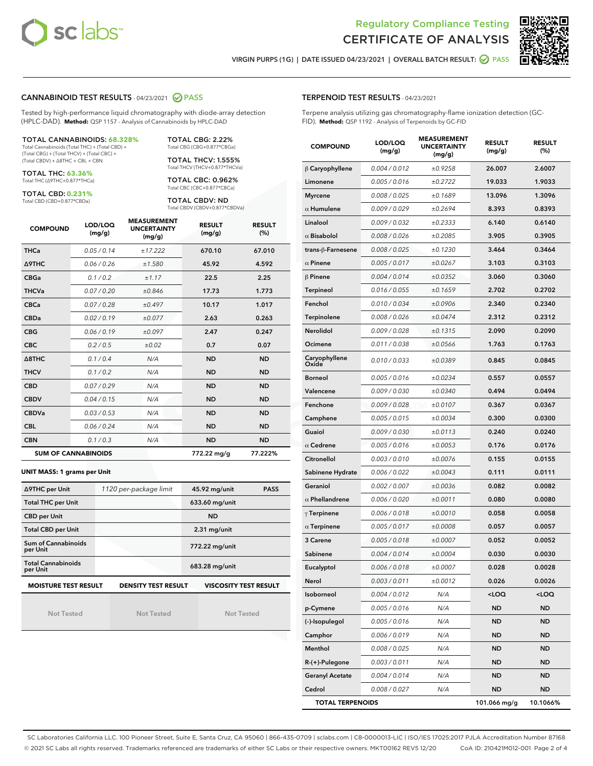Regulatory Compliance Testing
# CERTIFICATE OF ANALYSIS

VIRGIN PURPS (1G) | DATE ISSUED 04/23/2021 | OVERALL BATCH RESULT: PASS

## CANNABINOID TEST RESULTS - 04/23/2021 PASS

Tested by high-performance liquid chromatography with diode-array detection (HPLC-DAD). **Method:** QSP 1157 - Analysis of Cannabinoids by HPLC-DAD

**TOTAL CANNABINOIDS: 68.328%**
Total Cannabinoids (Total THC) + (Total CBD) + (Total CBG) + (Total THCV) + (Total CBC) + (Total CBDV) + Δ8THC + CBL + CBN

**TOTAL THC: 63.36%**
Total THC (Δ9THC+0.877*THCa)

**TOTAL CBD: 0.231%**
Total CBD (CBD+0.877*CBDa)

**TOTAL CBG: 2.22%**
Total CBG (CBG+0.877*CBGa)

**TOTAL THCV: 1.555%**
Total THCV (THCV+0.877*THCVa)

**TOTAL CBC: 0.962%**
Total CBC (CBC+0.877*CBCa)

**TOTAL CBDV: ND**
Total CBDV (CBDV+0.877*CBDVa)

| COMPOUND | LOD/LOQ (mg/g) | MEASUREMENT UNCERTAINTY (mg/g) | RESULT (mg/g) | RESULT (%) |
|---|---|---|---|---|
| THCa | 0.05 / 0.14 | ±17.222 | 670.10 | 67.010 |
| Δ9THC | 0.06 / 0.26 | ±1.580 | 45.92 | 4.592 |
| CBGa | 0.1 / 0.2 | ±1.17 | 22.5 | 2.25 |
| THCVa | 0.07 / 0.20 | ±0.846 | 17.73 | 1.773 |
| CBCa | 0.07 / 0.28 | ±0.497 | 10.17 | 1.017 |
| CBDa | 0.02 / 0.19 | ±0.077 | 2.63 | 0.263 |
| CBG | 0.06 / 0.19 | ±0.097 | 2.47 | 0.247 |
| CBC | 0.2 / 0.5 | ±0.02 | 0.7 | 0.07 |
| Δ8THC | 0.1 / 0.4 | N/A | ND | ND |
| THCV | 0.1 / 0.2 | N/A | ND | ND |
| CBD | 0.07 / 0.29 | N/A | ND | ND |
| CBDV | 0.04 / 0.15 | N/A | ND | ND |
| CBDVa | 0.03 / 0.53 | N/A | ND | ND |
| CBL | 0.06 / 0.24 | N/A | ND | ND |
| CBN | 0.1 / 0.3 | N/A | ND | ND |
| **SUM OF CANNABINOIDS** | | | 772.22 mg/g | 77.222% |

### UNIT MASS: 1 grams per Unit

| | | | |
|---|---|---|---|
| Δ9THC per Unit | 1120 per-package limit | 45.92 mg/unit | PASS |
| Total THC per Unit | | 633.60 mg/unit | |
| CBD per Unit | | ND | |
| Total CBD per Unit | | 2.31 mg/unit | |
| Sum of Cannabinoids per Unit | | 772.22 mg/unit | |
| Total Cannabinoids per Unit | | 683.28 mg/unit | |

| MOISTURE TEST RESULT | DENSITY TEST RESULT | VISCOSITY TEST RESULT |
|---|---|---|
| Not Tested | Not Tested | Not Tested |

## TERPENOID TEST RESULTS - 04/23/2021

Terpene analysis utilizing gas chromatography-flame ionization detection (GC-FID). **Method:** QSP 1192 - Analysis of Terpenoids by GC-FID

| COMPOUND | LOD/LOQ (mg/g) | MEASUREMENT UNCERTAINTY (mg/g) | RESULT (mg/g) | RESULT (%) |
|---|---|---|---|---|
| β Caryophyllene | 0.004 / 0.012 | ±0.9258 | 26.007 | 2.6007 |
| Limonene | 0.005 / 0.016 | ±0.2722 | 19.033 | 1.9033 |
| Myrcene | 0.008 / 0.025 | ±0.1689 | 13.096 | 1.3096 |
| α Humulene | 0.009 / 0.029 | ±0.2694 | 8.393 | 0.8393 |
| Linalool | 0.009 / 0.032 | ±0.2333 | 6.140 | 0.6140 |
| α Bisabolol | 0.008 / 0.026 | ±0.2085 | 3.905 | 0.3905 |
| trans-β-Farnesene | 0.008 / 0.025 | ±0.1230 | 3.464 | 0.3464 |
| α Pinene | 0.005 / 0.017 | ±0.0267 | 3.103 | 0.3103 |
| β Pinene | 0.004 / 0.014 | ±0.0352 | 3.060 | 0.3060 |
| Terpineol | 0.016 / 0.055 | ±0.1659 | 2.702 | 0.2702 |
| Fenchol | 0.010 / 0.034 | ±0.0906 | 2.340 | 0.2340 |
| Terpinolene | 0.008 / 0.026 | ±0.0474 | 2.312 | 0.2312 |
| Nerolidol | 0.009 / 0.028 | ±0.1315 | 2.090 | 0.2090 |
| Ocimene | 0.011 / 0.038 | ±0.0566 | 1.763 | 0.1763 |
| Caryophyllene Oxide | 0.010 / 0.033 | ±0.0389 | 0.845 | 0.0845 |
| Borneol | 0.005 / 0.016 | ±0.0234 | 0.557 | 0.0557 |
| Valencene | 0.009 / 0.030 | ±0.0340 | 0.494 | 0.0494 |
| Fenchone | 0.009 / 0.028 | ±0.0107 | 0.367 | 0.0367 |
| Camphene | 0.005 / 0.015 | ±0.0034 | 0.300 | 0.0300 |
| Guaiol | 0.009 / 0.030 | ±0.0113 | 0.240 | 0.0240 |
| α Cedrene | 0.005 / 0.016 | ±0.0053 | 0.176 | 0.0176 |
| Citronellol | 0.003 / 0.010 | ±0.0076 | 0.155 | 0.0155 |
| Sabinene Hydrate | 0.006 / 0.022 | ±0.0043 | 0.111 | 0.0111 |
| Geraniol | 0.002 / 0.007 | ±0.0036 | 0.082 | 0.0082 |
| α Phellandrene | 0.006 / 0.020 | ±0.0011 | 0.080 | 0.0080 |
| γ Terpinene | 0.006 / 0.018 | ±0.0010 | 0.058 | 0.0058 |
| α Terpinene | 0.005 / 0.017 | ±0.0008 | 0.057 | 0.0057 |
| 3 Carene | 0.005 / 0.018 | ±0.0007 | 0.052 | 0.0052 |
| Sabinene | 0.004 / 0.014 | ±0.0004 | 0.030 | 0.0030 |
| Eucalyptol | 0.006 / 0.018 | ±0.0007 | 0.028 | 0.0028 |
| Nerol | 0.003 / 0.011 | ±0.0012 | 0.026 | 0.0026 |
| Isoborneol | 0.004 / 0.012 | N/A | <LOQ | <LOQ |
| p-Cymene | 0.005 / 0.016 | N/A | ND | ND |
| (-)-Isopulegol | 0.005 / 0.016 | N/A | ND | ND |
| Camphor | 0.006 / 0.019 | N/A | ND | ND |
| Menthol | 0.008 / 0.025 | N/A | ND | ND |
| R-(+)-Pulegone | 0.003 / 0.011 | N/A | ND | ND |
| Geranyl Acetate | 0.004 / 0.014 | N/A | ND | ND |
| Cedrol | 0.008 / 0.027 | N/A | ND | ND |
| **TOTAL TERPENOIDS** | | | 101.066 mg/g | 10.1066% |

SC Laboratories California LLC. 100 Pioneer Street, Suite E, Santa Cruz, CA 95060 | 866-435-0709 | sclabs.com | C8-0000013-LIC | ISO/IES 17025:2017 PJLA Accreditation Number 87168
© 2021 SC Labs all rights reserved. Trademarks referenced are trademarks of either SC Labs or their respective owners. MKT00162 REV5 12/20 CoA ID: 210421M012-001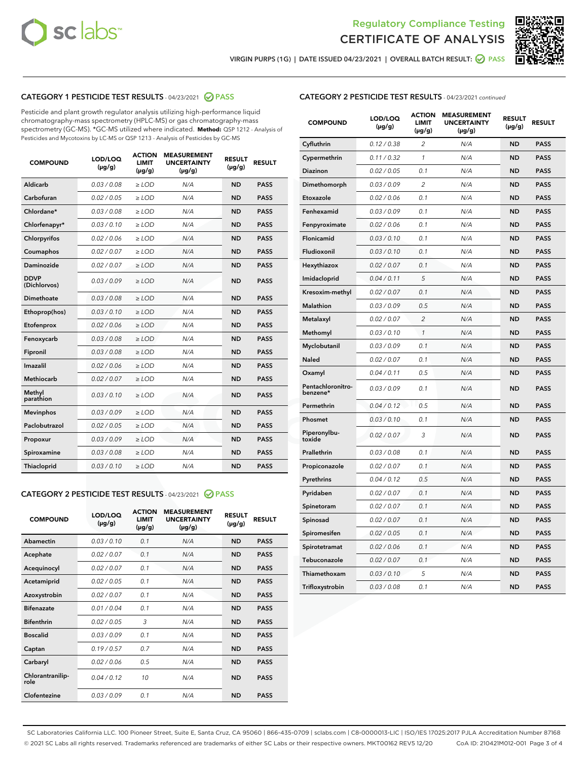Regulatory Compliance Testing
CERTIFICATE OF ANALYSIS

VIRGIN PURPS (1G) | DATE ISSUED 04/23/2021 | OVERALL BATCH RESULT: PASS

## CATEGORY 1 PESTICIDE TEST RESULTS - 04/23/2021 PASS

Pesticide and plant growth regulator analysis utilizing high-performance liquid chromatography-mass spectrometry (HPLC-MS) or gas chromatography-mass spectrometry (GC-MS). *GC-MS utilized where indicated. **Method:** QSP 1212 - Analysis of Pesticides and Mycotoxins by LC-MS or QSP 1213 - Analysis of Pesticides by GC-MS

| COMPOUND | LOD/LOQ (µg/g) | ACTION LIMIT (µg/g) | MEASUREMENT UNCERTAINTY (µg/g) | RESULT (µg/g) | RESULT |
|---|---|---|---|---|---|
| Aldicarb | 0.03 / 0.08 | ≥ LOD | N/A | ND | PASS |
| Carbofuran | 0.02 / 0.05 | ≥ LOD | N/A | ND | PASS |
| Chlordane* | 0.03 / 0.08 | ≥ LOD | N/A | ND | PASS |
| Chlorfenapyr* | 0.03 / 0.10 | ≥ LOD | N/A | ND | PASS |
| Chlorpyrifos | 0.02 / 0.06 | ≥ LOD | N/A | ND | PASS |
| Coumaphos | 0.02 / 0.07 | ≥ LOD | N/A | ND | PASS |
| Daminozide | 0.02 / 0.07 | ≥ LOD | N/A | ND | PASS |
| DDVP (Dichlorvos) | 0.03 / 0.09 | ≥ LOD | N/A | ND | PASS |
| Dimethoate | 0.03 / 0.08 | ≥ LOD | N/A | ND | PASS |
| Ethoprop(hos) | 0.03 / 0.10 | ≥ LOD | N/A | ND | PASS |
| Etofenprox | 0.02 / 0.06 | ≥ LOD | N/A | ND | PASS |
| Fenoxycarb | 0.03 / 0.08 | ≥ LOD | N/A | ND | PASS |
| Fipronil | 0.03 / 0.08 | ≥ LOD | N/A | ND | PASS |
| Imazalil | 0.02 / 0.06 | ≥ LOD | N/A | ND | PASS |
| Methiocarb | 0.02 / 0.07 | ≥ LOD | N/A | ND | PASS |
| Methyl parathion | 0.03 / 0.10 | ≥ LOD | N/A | ND | PASS |
| Mevinphos | 0.03 / 0.09 | ≥ LOD | N/A | ND | PASS |
| Paclobutrazol | 0.02 / 0.05 | ≥ LOD | N/A | ND | PASS |
| Propoxur | 0.03 / 0.09 | ≥ LOD | N/A | ND | PASS |
| Spiroxamine | 0.03 / 0.08 | ≥ LOD | N/A | ND | PASS |
| Thiacloprid | 0.03 / 0.10 | ≥ LOD | N/A | ND | PASS |

## CATEGORY 2 PESTICIDE TEST RESULTS - 04/23/2021 PASS

| COMPOUND | LOD/LOQ (µg/g) | ACTION LIMIT (µg/g) | MEASUREMENT UNCERTAINTY (µg/g) | RESULT (µg/g) | RESULT |
|---|---|---|---|---|---|
| Abamectin | 0.03 / 0.10 | 0.1 | N/A | ND | PASS |
| Acephate | 0.02 / 0.07 | 0.1 | N/A | ND | PASS |
| Acequinocyl | 0.02 / 0.07 | 0.1 | N/A | ND | PASS |
| Acetamiprid | 0.02 / 0.05 | 0.1 | N/A | ND | PASS |
| Azoxystrobin | 0.02 / 0.07 | 0.1 | N/A | ND | PASS |
| Bifenazate | 0.01 / 0.04 | 0.1 | N/A | ND | PASS |
| Bifenthrin | 0.02 / 0.05 | 3 | N/A | ND | PASS |
| Boscalid | 0.03 / 0.09 | 0.1 | N/A | ND | PASS |
| Captan | 0.19 / 0.57 | 0.7 | N/A | ND | PASS |
| Carbaryl | 0.02 / 0.06 | 0.5 | N/A | ND | PASS |
| Chlorantraniliprole | 0.04 / 0.12 | 10 | N/A | ND | PASS |
| Clofentezine | 0.03 / 0.09 | 0.1 | N/A | ND | PASS |
| Cyfluthrin | 0.12 / 0.38 | 2 | N/A | ND | PASS |
| Cypermethrin | 0.11 / 0.32 | 1 | N/A | ND | PASS |
| Diazinon | 0.02 / 0.05 | 0.1 | N/A | ND | PASS |
| Dimethomorph | 0.03 / 0.09 | 2 | N/A | ND | PASS |
| Etoxazole | 0.02 / 0.06 | 0.1 | N/A | ND | PASS |
| Fenhexamid | 0.03 / 0.09 | 0.1 | N/A | ND | PASS |
| Fenpyroximate | 0.02 / 0.06 | 0.1 | N/A | ND | PASS |
| Flonicamid | 0.03 / 0.10 | 0.1 | N/A | ND | PASS |
| Fludioxonil | 0.03 / 0.10 | 0.1 | N/A | ND | PASS |
| Hexythiazox | 0.02 / 0.07 | 0.1 | N/A | ND | PASS |
| Imidacloprid | 0.04 / 0.11 | 5 | N/A | ND | PASS |
| Kresoxim-methyl | 0.02 / 0.07 | 0.1 | N/A | ND | PASS |
| Malathion | 0.03 / 0.09 | 0.5 | N/A | ND | PASS |
| Metalaxyl | 0.02 / 0.07 | 2 | N/A | ND | PASS |
| Methomyl | 0.03 / 0.10 | 1 | N/A | ND | PASS |
| Myclobutanil | 0.03 / 0.09 | 0.1 | N/A | ND | PASS |
| Naled | 0.02 / 0.07 | 0.1 | N/A | ND | PASS |
| Oxamyl | 0.04 / 0.11 | 0.5 | N/A | ND | PASS |
| Pentachloronitrobenzene* | 0.03 / 0.09 | 0.1 | N/A | ND | PASS |
| Permethrin | 0.04 / 0.12 | 0.5 | N/A | ND | PASS |
| Phosmet | 0.03 / 0.10 | 0.1 | N/A | ND | PASS |
| Piperonylbutoxide | 0.02 / 0.07 | 3 | N/A | ND | PASS |
| Prallethrin | 0.03 / 0.08 | 0.1 | N/A | ND | PASS |
| Propiconazole | 0.02 / 0.07 | 0.1 | N/A | ND | PASS |
| Pyrethrins | 0.04 / 0.12 | 0.5 | N/A | ND | PASS |
| Pyridaben | 0.02 / 0.07 | 0.1 | N/A | ND | PASS |
| Spinetoram | 0.02 / 0.07 | 0.1 | N/A | ND | PASS |
| Spinosad | 0.02 / 0.07 | 0.1 | N/A | ND | PASS |
| Spiromesifen | 0.02 / 0.05 | 0.1 | N/A | ND | PASS |
| Spirotetramat | 0.02 / 0.06 | 0.1 | N/A | ND | PASS |
| Tebuconazole | 0.02 / 0.07 | 0.1 | N/A | ND | PASS |
| Thiamethoxam | 0.03 / 0.10 | 5 | N/A | ND | PASS |
| Trifloxystrobin | 0.03 / 0.08 | 0.1 | N/A | ND | PASS |

SC Laboratories California LLC. 100 Pioneer Street, Suite E, Santa Cruz, CA 95060 | 866-435-0709 | sclabs.com | C8-0000013-LIC | ISO/IES 17025:2017 PJLA Accreditation Number 87168
© 2021 SC Labs all rights reserved. Trademarks referenced are trademarks of either SC Labs or their respective owners. MKT00162 REV5 12/20 CoA ID: 210421M012-001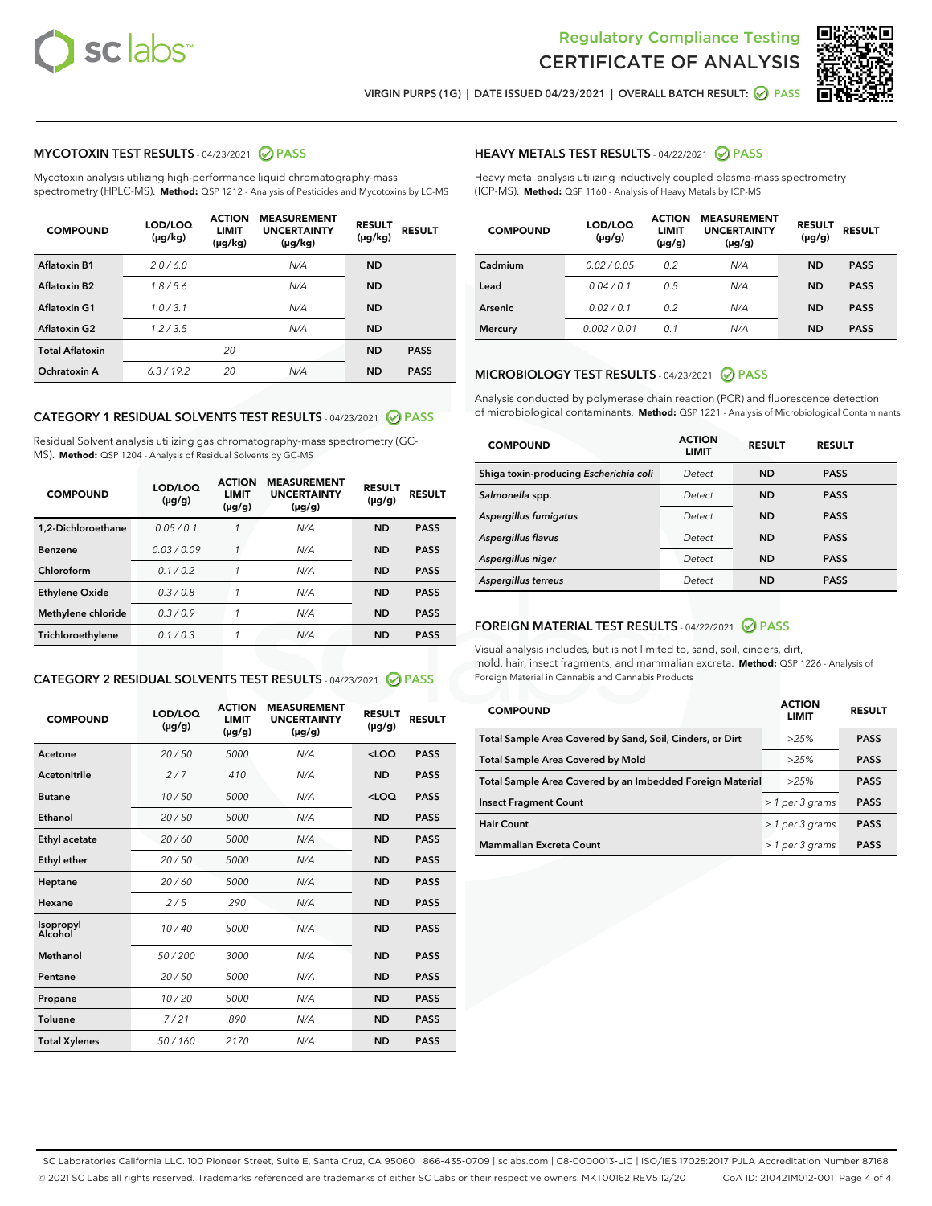Regulatory Compliance Testing
# CERTIFICATE OF ANALYSIS

VIRGIN PURPS (1G) | DATE ISSUED 04/23/2021 | OVERALL BATCH RESULT: PASS

## MYCOTOXIN TEST RESULTS - 04/23/2021 PASS

Mycotoxin analysis utilizing high-performance liquid chromatography-mass spectrometry (HPLC-MS). **Method:** QSP 1212 - Analysis of Pesticides and Mycotoxins by LC-MS

| COMPOUND | LOD/LOQ (µg/kg) | ACTION LIMIT (µg/kg) | MEASUREMENT UNCERTAINTY (µg/kg) | RESULT (µg/kg) | RESULT |
|---|---|---|---|---|---|
| Aflatoxin B1 | 2.0 / 6.0 | | N/A | ND | |
| Aflatoxin B2 | 1.8 / 5.6 | | N/A | ND | |
| Aflatoxin G1 | 1.0 / 3.1 | | N/A | ND | |
| Aflatoxin G2 | 1.2 / 3.5 | | N/A | ND | |
| Total Aflatoxin | | 20 | | ND | PASS |
| Ochratoxin A | 6.3 / 19.2 | 20 | N/A | ND | PASS |

## CATEGORY 1 RESIDUAL SOLVENTS TEST RESULTS - 04/23/2021 PASS

Residual Solvent analysis utilizing gas chromatography-mass spectrometry (GC-MS). **Method:** QSP 1204 - Analysis of Residual Solvents by GC-MS

| COMPOUND | LOD/LOQ (µg/g) | ACTION LIMIT (µg/g) | MEASUREMENT UNCERTAINTY (µg/g) | RESULT (µg/g) | RESULT |
|---|---|---|---|---|---|
| 1,2-Dichloroethane | 0.05 / 0.1 | 1 | N/A | ND | PASS |
| Benzene | 0.03 / 0.09 | 1 | N/A | ND | PASS |
| Chloroform | 0.1 / 0.2 | 1 | N/A | ND | PASS |
| Ethylene Oxide | 0.3 / 0.8 | 1 | N/A | ND | PASS |
| Methylene chloride | 0.3 / 0.9 | 1 | N/A | ND | PASS |
| Trichloroethylene | 0.1 / 0.3 | 1 | N/A | ND | PASS |

## CATEGORY 2 RESIDUAL SOLVENTS TEST RESULTS - 04/23/2021 PASS

| COMPOUND | LOD/LOQ (µg/g) | ACTION LIMIT (µg/g) | MEASUREMENT UNCERTAINTY (µg/g) | RESULT (µg/g) | RESULT |
|---|---|---|---|---|---|
| Acetone | 20 / 50 | 5000 | N/A | <LOQ | PASS |
| Acetonitrile | 2 / 7 | 410 | N/A | ND | PASS |
| Butane | 10 / 50 | 5000 | N/A | <LOQ | PASS |
| Ethanol | 20 / 50 | 5000 | N/A | ND | PASS |
| Ethyl acetate | 20 / 60 | 5000 | N/A | ND | PASS |
| Ethyl ether | 20 / 50 | 5000 | N/A | ND | PASS |
| Heptane | 20 / 60 | 5000 | N/A | ND | PASS |
| Hexane | 2 / 5 | 290 | N/A | ND | PASS |
| Isopropyl Alcohol | 10 / 40 | 5000 | N/A | ND | PASS |
| Methanol | 50 / 200 | 3000 | N/A | ND | PASS |
| Pentane | 20 / 50 | 5000 | N/A | ND | PASS |
| Propane | 10 / 20 | 5000 | N/A | ND | PASS |
| Toluene | 7 / 21 | 890 | N/A | ND | PASS |
| Total Xylenes | 50 / 160 | 2170 | N/A | ND | PASS |

## HEAVY METALS TEST RESULTS - 04/22/2021 PASS

Heavy metal analysis utilizing inductively coupled plasma-mass spectrometry (ICP-MS). **Method:** QSP 1160 - Analysis of Heavy Metals by ICP-MS

| COMPOUND | LOD/LOQ (µg/g) | ACTION LIMIT (µg/g) | MEASUREMENT UNCERTAINTY (µg/g) | RESULT (µg/g) | RESULT |
|---|---|---|---|---|---|
| Cadmium | 0.02 / 0.05 | 0.2 | N/A | ND | PASS |
| Lead | 0.04 / 0.1 | 0.5 | N/A | ND | PASS |
| Arsenic | 0.02 / 0.1 | 0.2 | N/A | ND | PASS |
| Mercury | 0.002 / 0.01 | 0.1 | N/A | ND | PASS |

## MICROBIOLOGY TEST RESULTS - 04/23/2021 PASS

Analysis conducted by polymerase chain reaction (PCR) and fluorescence detection of microbiological contaminants. **Method:** QSP 1221 - Analysis of Microbiological Contaminants

| COMPOUND | ACTION LIMIT | RESULT | RESULT |
|---|---|---|---|
| Shiga toxin-producing *Escherichia coli* | Detect | ND | PASS |
| *Salmonella* spp. | Detect | ND | PASS |
| *Aspergillus fumigatus* | Detect | ND | PASS |
| *Aspergillus flavus* | Detect | ND | PASS |
| *Aspergillus niger* | Detect | ND | PASS |
| *Aspergillus terreus* | Detect | ND | PASS |

## FOREIGN MATERIAL TEST RESULTS - 04/22/2021 PASS

Visual analysis includes, but is not limited to, sand, soil, cinders, dirt, mold, hair, insect fragments, and mammalian excreta. **Method:** QSP 1226 - Analysis of Foreign Material in Cannabis and Cannabis Products

| COMPOUND | ACTION LIMIT | RESULT |
|---|---|---|
| Total Sample Area Covered by Sand, Soil, Cinders, or Dirt | >25% | PASS |
| Total Sample Area Covered by Mold | >25% | PASS |
| Total Sample Area Covered by an Imbedded Foreign Material | >25% | PASS |
| Insect Fragment Count | > 1 per 3 grams | PASS |
| Hair Count | > 1 per 3 grams | PASS |
| Mammalian Excreta Count | > 1 per 3 grams | PASS |

SC Laboratories California LLC. 100 Pioneer Street, Suite E, Santa Cruz, CA 95060 | 866-435-0709 | sclabs.com | C8-0000013-LIC | ISO/IES 17025:2017 PJLA Accreditation Number 87168
© 2021 SC Labs all rights reserved. Trademarks referenced are trademarks of either SC Labs or their respective owners. MKT00162 REV5 12/20 CoA ID: 210421M012-001